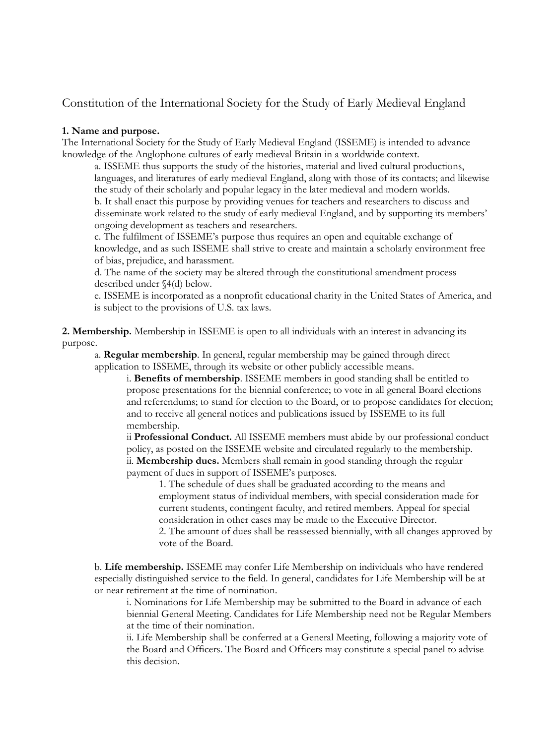# Constitution of the International Society for the Study of Early Medieval England

**1. Name and purpose.**

The International Society for the Study of Early Medieval England (ISSEME) is intended to advance knowledge of the Anglophone cultures of early medieval Britain in a worldwide context.

a. ISSEME thus supports the study of the histories, material and lived cultural productions, languages, and literatures of early medieval England, along with those of its contacts; and likewise the study of their scholarly and popular legacy in the later medieval and modern worlds.

b. It shall enact this purpose by providing venues for teachers and researchers to discuss and disseminate work related to the study of early medieval England, and by supporting its members' ongoing development as teachers and researchers.

c. The fulfilment of ISSEME's purpose thus requires an open and equitable exchange of knowledge, and as such ISSEME shall strive to create and maintain a scholarly environment free of bias, prejudice, and harassment.

d. The name of the society may be altered through the constitutional amendment process described under §4(d) below.

e. ISSEME is incorporated as a nonprofit educational charity in the United States of America, and is subject to the provisions of U.S. tax laws.

**2. Membership.** Membership in ISSEME is open to all individuals with an interest in advancing its purpose.

a. **Regular membership**. In general, regular membership may be gained through direct application to ISSEME, through its website or other publicly accessible means.

i. **Benefits of membership**. ISSEME members in good standing shall be entitled to propose presentations for the biennial conference; to vote in all general Board elections and referendums; to stand for election to the Board, or to propose candidates for election; and to receive all general notices and publications issued by ISSEME to its full membership.

ii **Professional Conduct.** All ISSEME members must abide by our professional conduct policy, as posted on the ISSEME website and circulated regularly to the membership.

ii. **Membership dues.** Members shall remain in good standing through the regular payment of dues in support of ISSEME's purposes.

1. The schedule of dues shall be graduated according to the means and employment status of individual members, with special consideration made for current students, contingent faculty, and retired members. Appeal for special consideration in other cases may be made to the Executive Director.

2. The amount of dues shall be reassessed biennially, with all changes approved by vote of the Board.

b. **Life membership.** ISSEME may confer Life Membership on individuals who have rendered especially distinguished service to the field. In general, candidates for Life Membership will be at or near retirement at the time of nomination.

i. Nominations for Life Membership may be submitted to the Board in advance of each biennial General Meeting. Candidates for Life Membership need not be Regular Members at the time of their nomination.

ii. Life Membership shall be conferred at a General Meeting, following a majority vote of the Board and Officers. The Board and Officers may constitute a special panel to advise this decision.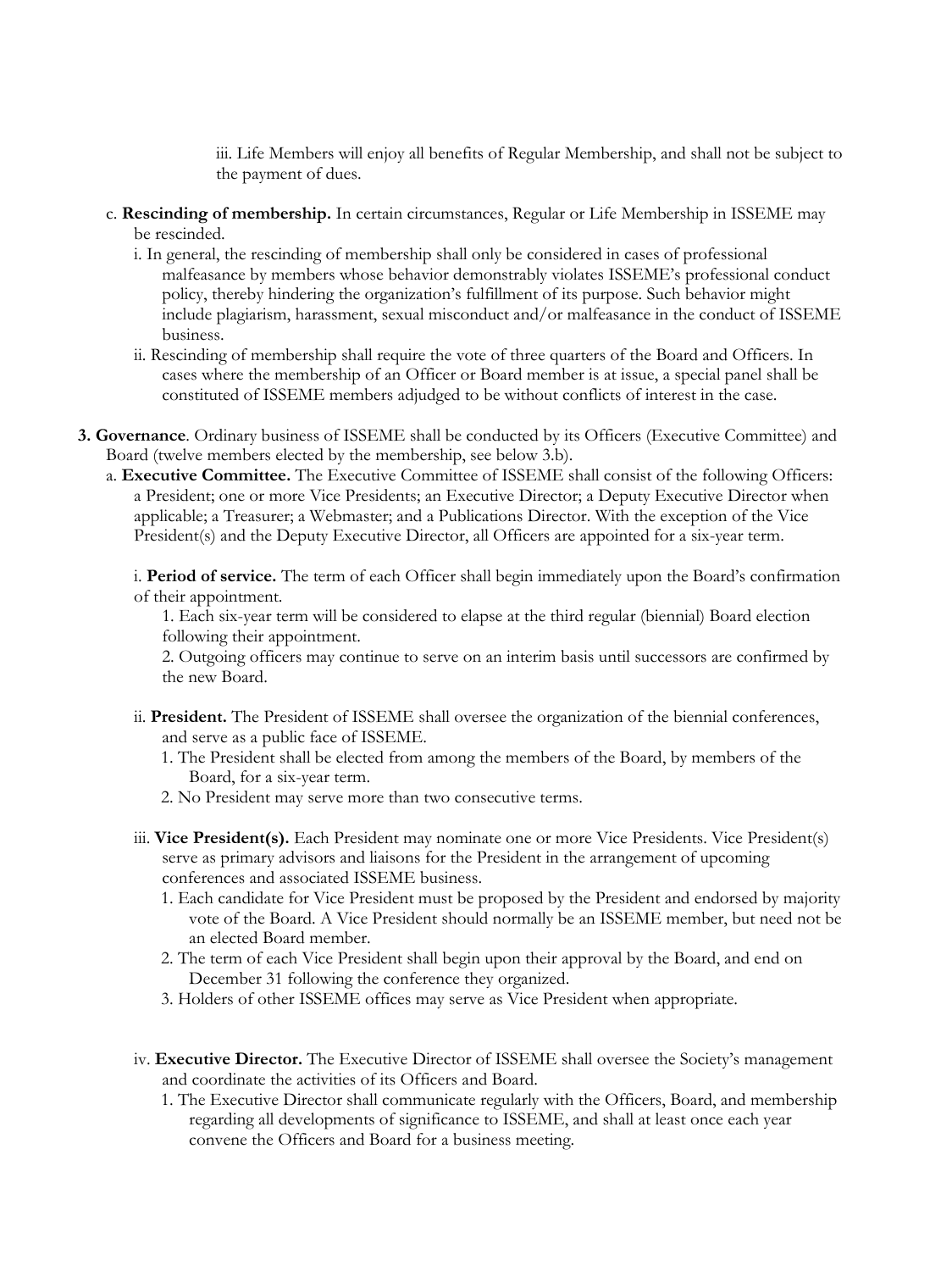iii. Life Members will enjoy all benefits of Regular Membership, and shall not be subject to the payment of dues.

c. **Rescinding of membership.** In certain circumstances, Regular or Life Membership in ISSEME may be rescinded.

i. In general, the rescinding of membership shall only be considered in cases of professional malfeasance by members whose behavior demonstrably violates ISSEME's professional conduct policy, thereby hindering the organization's fulfillment of its purpose. Such behavior might include plagiarism, harassment, sexual misconduct and/or malfeasance in the conduct of ISSEME business.

ii. Rescinding of membership shall require the vote of three quarters of the Board and Officers. In cases where the membership of an Officer or Board member is at issue, a special panel shall be constituted of ISSEME members adjudged to be without conflicts of interest in the case.

**3. Governance**. Ordinary business of ISSEME shall be conducted by its Officers (Executive Committee) and Board (twelve members elected by the membership, see below 3.b).

a. **Executive Committee.** The Executive Committee of ISSEME shall consist of the following Officers: a President; one or more Vice Presidents; an Executive Director; a Deputy Executive Director when applicable; a Treasurer; a Webmaster; and a Publications Director. With the exception of the Vice President(s) and the Deputy Executive Director, all Officers are appointed for a six-year term.

i. **Period of service.** The term of each Officer shall begin immediately upon the Board's confirmation of their appointment.

1. Each six-year term will be considered to elapse at the third regular (biennial) Board election following their appointment.

2. Outgoing officers may continue to serve on an interim basis until successors are confirmed by the new Board.

ii. **President.** The President of ISSEME shall oversee the organization of the biennial conferences, and serve as a public face of ISSEME.

1. The President shall be elected from among the members of the Board, by members of the Board, for a six-year term.

2. No President may serve more than two consecutive terms.

iii. **Vice President(s).** Each President may nominate one or more Vice Presidents. Vice President(s) serve as primary advisors and liaisons for the President in the arrangement of upcoming conferences and associated ISSEME business.

1. Each candidate for Vice President must be proposed by the President and endorsed by majority vote of the Board. A Vice President should normally be an ISSEME member, but need not be an elected Board member.

2. The term of each Vice President shall begin upon their approval by the Board, and end on December 31 following the conference they organized.

3. Holders of other ISSEME offices may serve as Vice President when appropriate.

iv. **Executive Director.** The Executive Director of ISSEME shall oversee the Society's management and coordinate the activities of its Officers and Board.

1. The Executive Director shall communicate regularly with the Officers, Board, and membership regarding all developments of significance to ISSEME, and shall at least once each year convene the Officers and Board for a business meeting.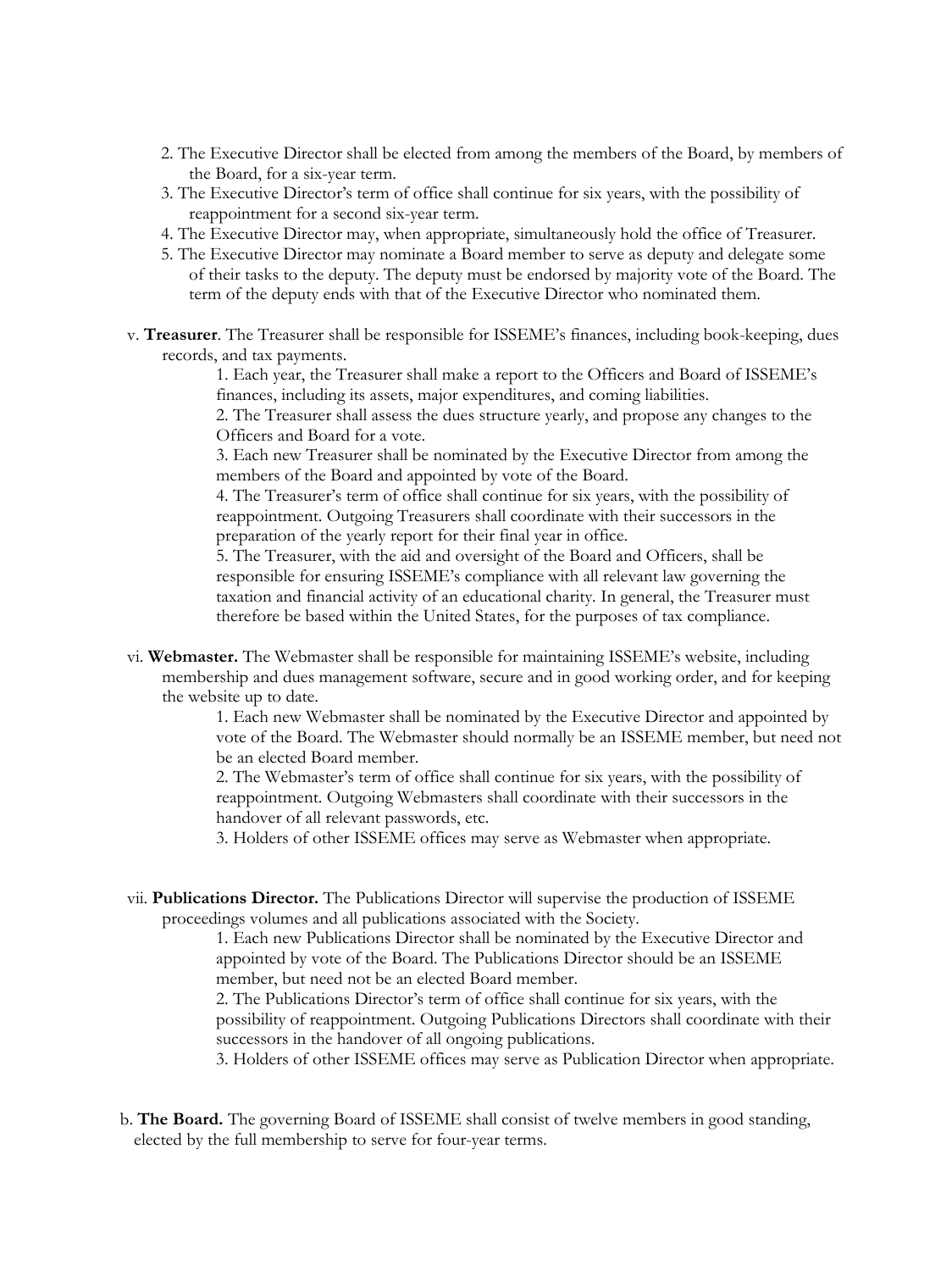2. The Executive Director shall be elected from among the members of the Board, by members of the Board, for a six-year term.
3. The Executive Director's term of office shall continue for six years, with the possibility of reappointment for a second six-year term.
4. The Executive Director may, when appropriate, simultaneously hold the office of Treasurer.
5. The Executive Director may nominate a Board member to serve as deputy and delegate some of their tasks to the deputy. The deputy must be endorsed by majority vote of the Board. The term of the deputy ends with that of the Executive Director who nominated them.

v. **Treasurer**. The Treasurer shall be responsible for ISSEME's finances, including book-keeping, dues records, and tax payments.

1. Each year, the Treasurer shall make a report to the Officers and Board of ISSEME's finances, including its assets, major expenditures, and coming liabilities.
2. The Treasurer shall assess the dues structure yearly, and propose any changes to the Officers and Board for a vote.
3. Each new Treasurer shall be nominated by the Executive Director from among the members of the Board and appointed by vote of the Board.
4. The Treasurer's term of office shall continue for six years, with the possibility of reappointment. Outgoing Treasurers shall coordinate with their successors in the preparation of the yearly report for their final year in office.
5. The Treasurer, with the aid and oversight of the Board and Officers, shall be responsible for ensuring ISSEME's compliance with all relevant law governing the taxation and financial activity of an educational charity. In general, the Treasurer must therefore be based within the United States, for the purposes of tax compliance.

vi. **Webmaster.** The Webmaster shall be responsible for maintaining ISSEME's website, including membership and dues management software, secure and in good working order, and for keeping the website up to date.

1. Each new Webmaster shall be nominated by the Executive Director and appointed by vote of the Board. The Webmaster should normally be an ISSEME member, but need not be an elected Board member.
2. The Webmaster's term of office shall continue for six years, with the possibility of reappointment. Outgoing Webmasters shall coordinate with their successors in the handover of all relevant passwords, etc.
3. Holders of other ISSEME offices may serve as Webmaster when appropriate.

vii. **Publications Director.** The Publications Director will supervise the production of ISSEME proceedings volumes and all publications associated with the Society.

1. Each new Publications Director shall be nominated by the Executive Director and appointed by vote of the Board. The Publications Director should be an ISSEME member, but need not be an elected Board member.
2. The Publications Director's term of office shall continue for six years, with the possibility of reappointment. Outgoing Publications Directors shall coordinate with their successors in the handover of all ongoing publications.
3. Holders of other ISSEME offices may serve as Publication Director when appropriate.

b. **The Board.** The governing Board of ISSEME shall consist of twelve members in good standing, elected by the full membership to serve for four-year terms.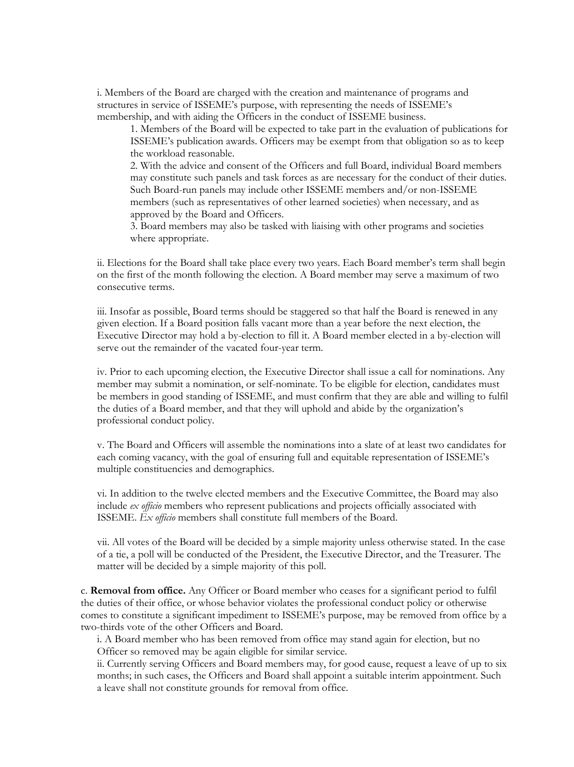i. Members of the Board are charged with the creation and maintenance of programs and structures in service of ISSEME's purpose, with representing the needs of ISSEME's membership, and with aiding the Officers in the conduct of ISSEME business.

1. Members of the Board will be expected to take part in the evaluation of publications for ISSEME's publication awards. Officers may be exempt from that obligation so as to keep the workload reasonable.
2. With the advice and consent of the Officers and full Board, individual Board members may constitute such panels and task forces as are necessary for the conduct of their duties. Such Board-run panels may include other ISSEME members and/or non-ISSEME members (such as representatives of other learned societies) when necessary, and as approved by the Board and Officers.
3. Board members may also be tasked with liaising with other programs and societies where appropriate.

ii. Elections for the Board shall take place every two years. Each Board member's term shall begin on the first of the month following the election. A Board member may serve a maximum of two consecutive terms.

iii. Insofar as possible, Board terms should be staggered so that half the Board is renewed in any given election. If a Board position falls vacant more than a year before the next election, the Executive Director may hold a by-election to fill it. A Board member elected in a by-election will serve out the remainder of the vacated four-year term.

iv. Prior to each upcoming election, the Executive Director shall issue a call for nominations. Any member may submit a nomination, or self-nominate. To be eligible for election, candidates must be members in good standing of ISSEME, and must confirm that they are able and willing to fulfil the duties of a Board member, and that they will uphold and abide by the organization's professional conduct policy.

v. The Board and Officers will assemble the nominations into a slate of at least two candidates for each coming vacancy, with the goal of ensuring full and equitable representation of ISSEME's multiple constituencies and demographics.

vi. In addition to the twelve elected members and the Executive Committee, the Board may also include *ex officio* members who represent publications and projects officially associated with ISSEME. *Ex officio* members shall constitute full members of the Board.

vii. All votes of the Board will be decided by a simple majority unless otherwise stated. In the case of a tie, a poll will be conducted of the President, the Executive Director, and the Treasurer. The matter will be decided by a simple majority of this poll.

c. **Removal from office.** Any Officer or Board member who ceases for a significant period to fulfil the duties of their office, or whose behavior violates the professional conduct policy or otherwise comes to constitute a significant impediment to ISSEME's purpose, may be removed from office by a two-thirds vote of the other Officers and Board.

i. A Board member who has been removed from office may stand again for election, but no Officer so removed may be again eligible for similar service.

ii. Currently serving Officers and Board members may, for good cause, request a leave of up to six months; in such cases, the Officers and Board shall appoint a suitable interim appointment. Such a leave shall not constitute grounds for removal from office.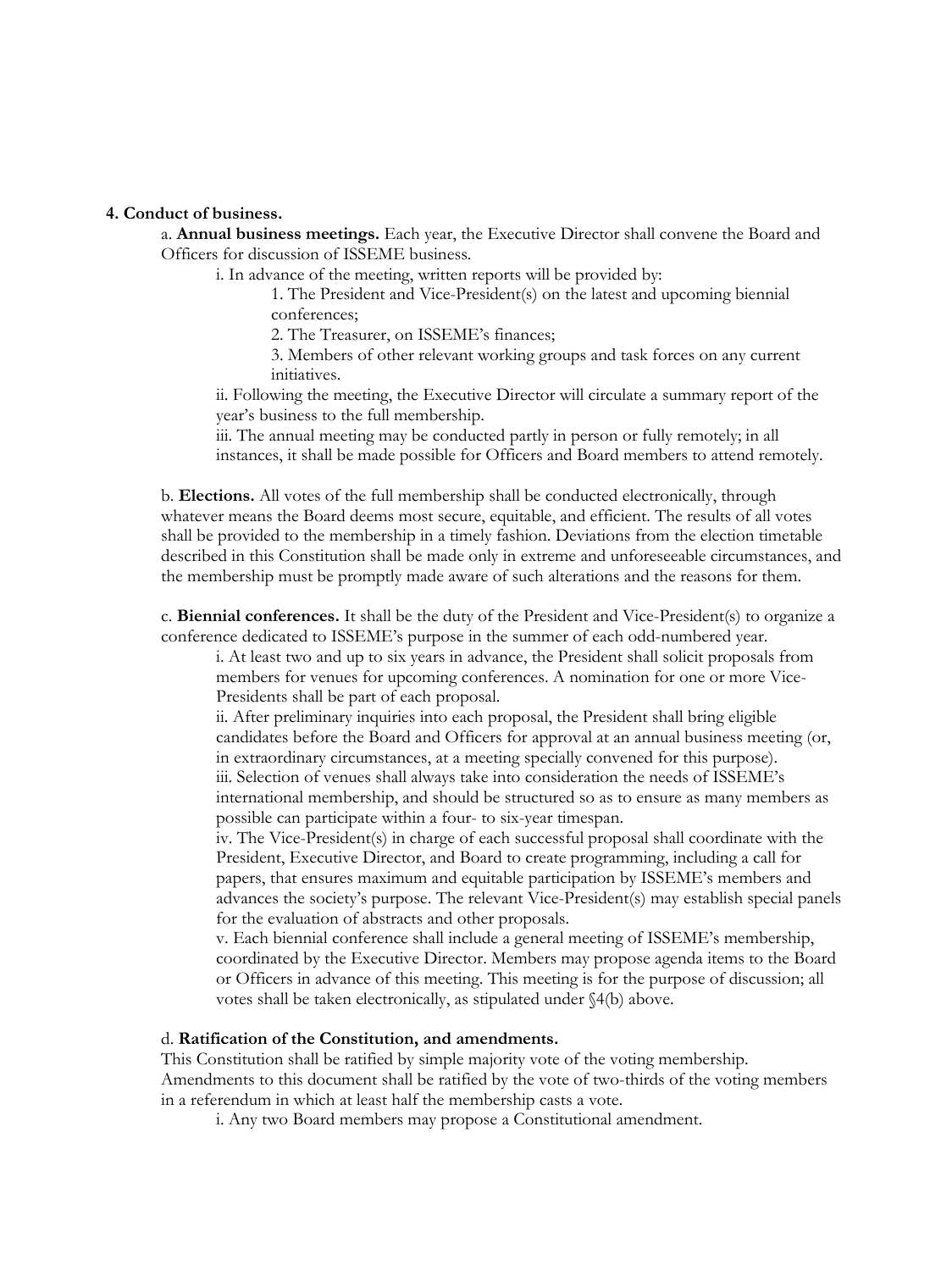**4. Conduct of business.**

a. **Annual business meetings.** Each year, the Executive Director shall convene the Board and Officers for discussion of ISSEME business.

i. In advance of the meeting, written reports will be provided by:

1. The President and Vice-President(s) on the latest and upcoming biennial conferences;
2. The Treasurer, on ISSEME's finances;
3. Members of other relevant working groups and task forces on any current initiatives.

ii. Following the meeting, the Executive Director will circulate a summary report of the year's business to the full membership.

iii. The annual meeting may be conducted partly in person or fully remotely; in all instances, it shall be made possible for Officers and Board members to attend remotely.

b. **Elections.** All votes of the full membership shall be conducted electronically, through whatever means the Board deems most secure, equitable, and efficient. The results of all votes shall be provided to the membership in a timely fashion. Deviations from the election timetable described in this Constitution shall be made only in extreme and unforeseeable circumstances, and the membership must be promptly made aware of such alterations and the reasons for them.

c. **Biennial conferences.** It shall be the duty of the President and Vice-President(s) to organize a conference dedicated to ISSEME's purpose in the summer of each odd-numbered year.

i. At least two and up to six years in advance, the President shall solicit proposals from members for venues for upcoming conferences. A nomination for one or more Vice-Presidents shall be part of each proposal.

ii. After preliminary inquiries into each proposal, the President shall bring eligible candidates before the Board and Officers for approval at an annual business meeting (or, in extraordinary circumstances, at a meeting specially convened for this purpose).

iii. Selection of venues shall always take into consideration the needs of ISSEME's international membership, and should be structured so as to ensure as many members as possible can participate within a four- to six-year timespan.

iv. The Vice-President(s) in charge of each successful proposal shall coordinate with the President, Executive Director, and Board to create programming, including a call for papers, that ensures maximum and equitable participation by ISSEME's members and advances the society's purpose. The relevant Vice-President(s) may establish special panels for the evaluation of abstracts and other proposals.

v. Each biennial conference shall include a general meeting of ISSEME's membership, coordinated by the Executive Director. Members may propose agenda items to the Board or Officers in advance of this meeting. This meeting is for the purpose of discussion; all votes shall be taken electronically, as stipulated under §4(b) above.

d. **Ratification of the Constitution, and amendments.**

This Constitution shall be ratified by simple majority vote of the voting membership. Amendments to this document shall be ratified by the vote of two-thirds of the voting members in a referendum in which at least half the membership casts a vote.

i. Any two Board members may propose a Constitutional amendment.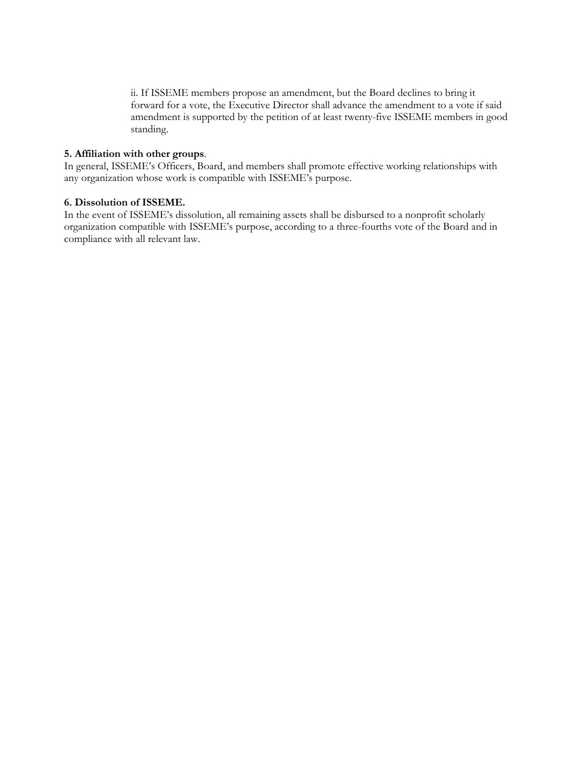ii. If ISSEME members propose an amendment, but the Board declines to bring it forward for a vote, the Executive Director shall advance the amendment to a vote if said amendment is supported by the petition of at least twenty-five ISSEME members in good standing.

**5. Affiliation with other groups**.

In general, ISSEME's Officers, Board, and members shall promote effective working relationships with any organization whose work is compatible with ISSEME's purpose.

**6. Dissolution of ISSEME.**

In the event of ISSEME's dissolution, all remaining assets shall be disbursed to a nonprofit scholarly organization compatible with ISSEME's purpose, according to a three-fourths vote of the Board and in compliance with all relevant law.